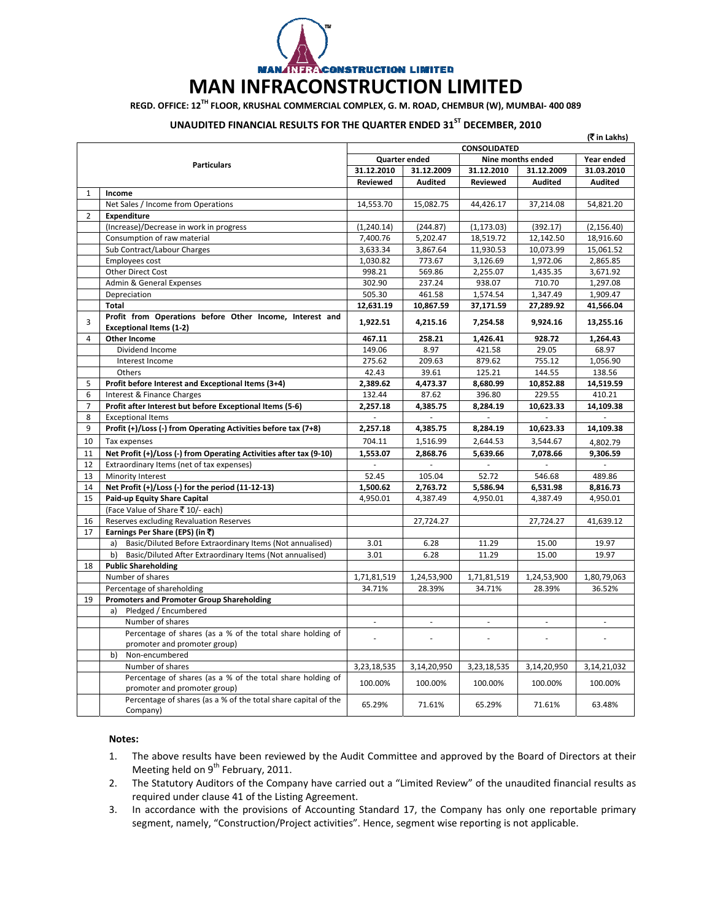# MAN INFRACONSTRUCTION LIMITED

**REGD. OFFICE: 12TH FLOOR, KRUSHAL COMMERCIAL COMPLEX, G. M. ROAD, CHEMBUR (W), MUMBAI- 400 089**

**UNAUDITED FINANCIAL RESULTS FOR THE QUARTER ENDED 31ST DECEMBER, 2010**

(₹ in Lakhs)

| | Particulars | CONSOLIDATED | | | | |
|---|---|---|---|---|---|---|
| | | Quarter ended | | Nine months ended | | Year ended |
| | | 31.12.2010 | 31.12.2009 | 31.12.2010 | 31.12.2009 | 31.03.2010 |
| | | Reviewed | Audited | Reviewed | Audited | Audited |
| 1 | **Income** | | | | | |
| | Net Sales / Income from Operations | 14,553.70 | 15,082.75 | 44,426.17 | 37,214.08 | 54,821.20 |
| 2 | **Expenditure** | | | | | |
| | (Increase)/Decrease in work in progress | (1,240.14) | (244.87) | (1,173.03) | (392.17) | (2,156.40) |
| | Consumption of raw material | 7,400.76 | 5,202.47 | 18,519.72 | 12,142.50 | 18,916.60 |
| | Sub Contract/Labour Charges | 3,633.34 | 3,867.64 | 11,930.53 | 10,073.99 | 15,061.52 |
| | Employees cost | 1,030.82 | 773.67 | 3,126.69 | 1,972.06 | 2,865.85 |
| | Other Direct Cost | 998.21 | 569.86 | 2,255.07 | 1,435.35 | 3,671.92 |
| | Admin & General Expenses | 302.90 | 237.24 | 938.07 | 710.70 | 1,297.08 |
| | Depreciation | 505.30 | 461.58 | 1,574.54 | 1,347.49 | 1,909.47 |
| | **Total** | **12,631.19** | **10,867.59** | **37,171.59** | **27,289.92** | **41,566.04** |
| 3 | **Profit from Operations before Other Income, Interest and Exceptional Items (1-2)** | **1,922.51** | **4,215.16** | **7,254.58** | **9,924.16** | **13,255.16** |
| 4 | **Other Income** | **467.11** | **258.21** | **1,426.41** | **928.72** | **1,264.43** |
| | Dividend Income | 149.06 | 8.97 | 421.58 | 29.05 | 68.97 |
| | Interest Income | 275.62 | 209.63 | 879.62 | 755.12 | 1,056.90 |
| | Others | 42.43 | 39.61 | 125.21 | 144.55 | 138.56 |
| 5 | **Profit before Interest and Exceptional Items (3+4)** | **2,389.62** | **4,473.37** | **8,680.99** | **10,852.88** | **14,519.59** |
| 6 | Interest & Finance Charges | 132.44 | 87.62 | 396.80 | 229.55 | 410.21 |
| 7 | **Profit after Interest but before Exceptional Items (5-6)** | **2,257.18** | **4,385.75** | **8,284.19** | **10,623.33** | **14,109.38** |
| 8 | Exceptional Items | - | - | - | - | - |
| 9 | **Profit (+)/Loss (-) from Operating Activities before tax (7+8)** | **2,257.18** | **4,385.75** | **8,284.19** | **10,623.33** | **14,109.38** |
| 10 | Tax expenses | 704.11 | 1,516.99 | 2,644.53 | 3,544.67 | 4,802.79 |
| 11 | **Net Profit (+)/Loss (-) from Operating Activities after tax (9-10)** | **1,553.07** | **2,868.76** | **5,639.66** | **7,078.66** | **9,306.59** |
| 12 | Extraordinary Items (net of tax expenses) | - | - | - | - | - |
| 13 | Minority Interest | 52.45 | 105.04 | 52.72 | 546.68 | 489.86 |
| 14 | **Net Profit (+)/Loss (-) for the period (11-12-13)** | **1,500.62** | **2,763.72** | **5,586.94** | **6,531.98** | **8,816.73** |
| 15 | **Paid-up Equity Share Capital** | 4,950.01 | 4,387.49 | 4,950.01 | 4,387.49 | 4,950.01 |
| | (Face Value of Share ₹ 10/- each) | | | | | |
| 16 | Reserves excluding Revaluation Reserves | | 27,724.27 | | 27,724.27 | 41,639.12 |
| 17 | **Earnings Per Share (EPS) (in ₹)** | | | | | |
| | a) Basic/Diluted Before Extraordinary Items (Not annualised) | 3.01 | 6.28 | 11.29 | 15.00 | 19.97 |
| | b) Basic/Diluted After Extraordinary Items (Not annualised) | 3.01 | 6.28 | 11.29 | 15.00 | 19.97 |
| 18 | **Public Shareholding** | | | | | |
| | Number of shares | 1,71,81,519 | 1,24,53,900 | 1,71,81,519 | 1,24,53,900 | 1,80,79,063 |
| | Percentage of shareholding | 34.71% | 28.39% | 34.71% | 28.39% | 36.52% |
| 19 | **Promoters and Promoter Group Shareholding** | | | | | |
| | a) Pledged / Encumbered | | | | | |
| | Number of shares | - | - | - | - | - |
| | Percentage of shares (as a % of the total share holding of promoter and promoter group) | - | - | - | - | - |
| | b) Non-encumbered | | | | | |
| | Number of shares | 3,23,18,535 | 3,14,20,950 | 3,23,18,535 | 3,14,20,950 | 3,14,21,032 |
| | Percentage of shares (as a % of the total share holding of promoter and promoter group) | 100.00% | 100.00% | 100.00% | 100.00% | 100.00% |
| | Percentage of shares (as a % of the total share capital of the Company) | 65.29% | 71.61% | 65.29% | 71.61% | 63.48% |

**Notes:**

1. The above results have been reviewed by the Audit Committee and approved by the Board of Directors at their Meeting held on 9th February, 2011.
2. The Statutory Auditors of the Company have carried out a "Limited Review" of the unaudited financial results as required under clause 41 of the Listing Agreement.
3. In accordance with the provisions of Accounting Standard 17, the Company has only one reportable primary segment, namely, "Construction/Project activities". Hence, segment wise reporting is not applicable.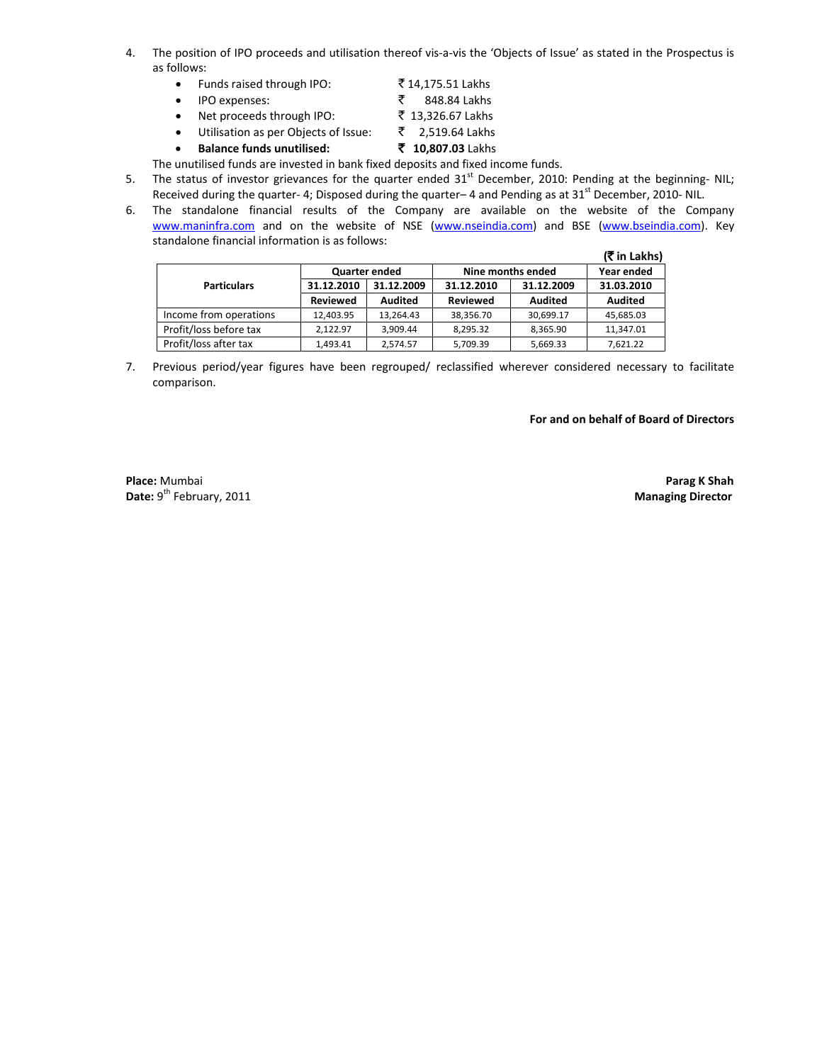4. The position of IPO proceeds and utilisation thereof vis-a-vis the 'Objects of Issue' as stated in the Prospectus is as follows:

   - Funds raised through IPO: ₹ 14,175.51 Lakhs
   - IPO expenses: ₹ 848.84 Lakhs
   - Net proceeds through IPO: ₹ 13,326.67 Lakhs
   - Utilisation as per Objects of Issue: ₹ 2,519.64 Lakhs
   - **Balance funds unutilised: ₹ 10,807.03** Lakhs

   The unutilised funds are invested in bank fixed deposits and fixed income funds.

5. The status of investor grievances for the quarter ended 31st December, 2010: Pending at the beginning- NIL; Received during the quarter- 4; Disposed during the quarter– 4 and Pending as at 31st December, 2010- NIL.

6. The standalone financial results of the Company are available on the website of the Company www.maninfra.com and on the website of NSE (www.nseindia.com) and BSE (www.bseindia.com). Key standalone financial information is as follows:

**(₹ in Lakhs)**

| Particulars | Quarter ended | | Nine months ended | | Year ended |
|---|---|---|---|---|---|
| | **31.12.2010** | **31.12.2009** | **31.12.2010** | **31.12.2009** | **31.03.2010** |
| | **Reviewed** | **Audited** | **Reviewed** | **Audited** | **Audited** |
| Income from operations | 12,403.95 | 13,264.43 | 38,356.70 | 30,699.17 | 45,685.03 |
| Profit/loss before tax | 2,122.97 | 3,909.44 | 8,295.32 | 8,365.90 | 11,347.01 |
| Profit/loss after tax | 1,493.41 | 2,574.57 | 5,709.39 | 5,669.33 | 7,621.22 |

7. Previous period/year figures have been regrouped/ reclassified wherever considered necessary to facilitate comparison.

**For and on behalf of Board of Directors**

**Place:** Mumbai
**Date:** 9th February, 2011

**Parag K Shah**
**Managing Director**